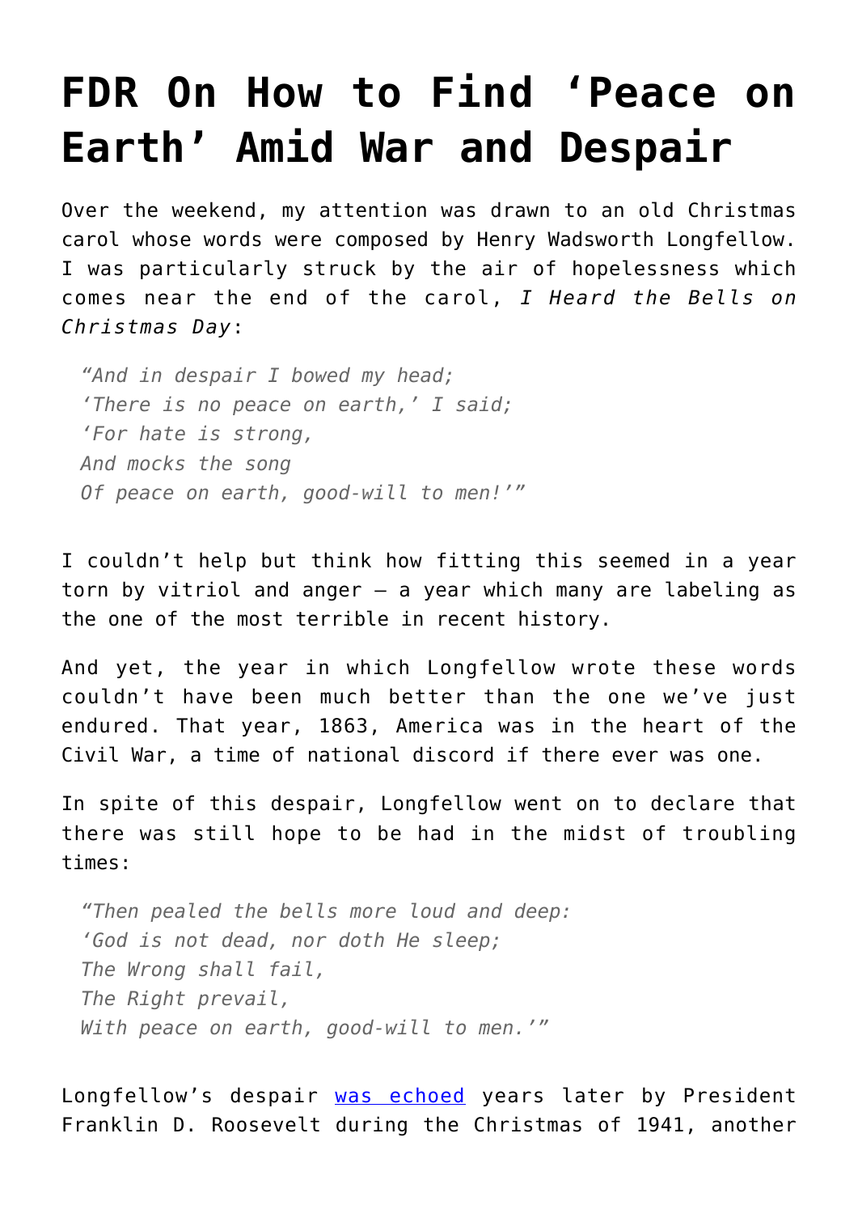# FDR On How to Find 'Peace on Earth' Amid War and Despair

Over the weekend, my attention was drawn to an old Christmas carol whose words were composed by Henry Wadsworth Longfellow. I was particularly struck by the air of hopelessness which comes near the end of the carol, *I Heard the Bells on Christmas Day*:

> *"And in despair I bowed my head;*
> *'There is no peace on earth,' I said;*
> *'For hate is strong,*
> *And mocks the song*
> *Of peace on earth, good-will to men!'"*

I couldn't help but think how fitting this seemed in a year torn by vitriol and anger – a year which many are labeling as the one of the most terrible in recent history.

And yet, the year in which Longfellow wrote these words couldn't have been much better than the one we've just endured. That year, 1863, America was in the heart of the Civil War, a time of national discord if there ever was one.

In spite of this despair, Longfellow went on to declare that there was still hope to be had in the midst of troubling times:

> *"Then pealed the bells more loud and deep:*
> *'God is not dead, nor doth He sleep;*
> *The Wrong shall fail,*
> *The Right prevail,*
> *With peace on earth, good-will to men.'"*

Longfellow's despair was echoed years later by President Franklin D. Roosevelt during the Christmas of 1941, another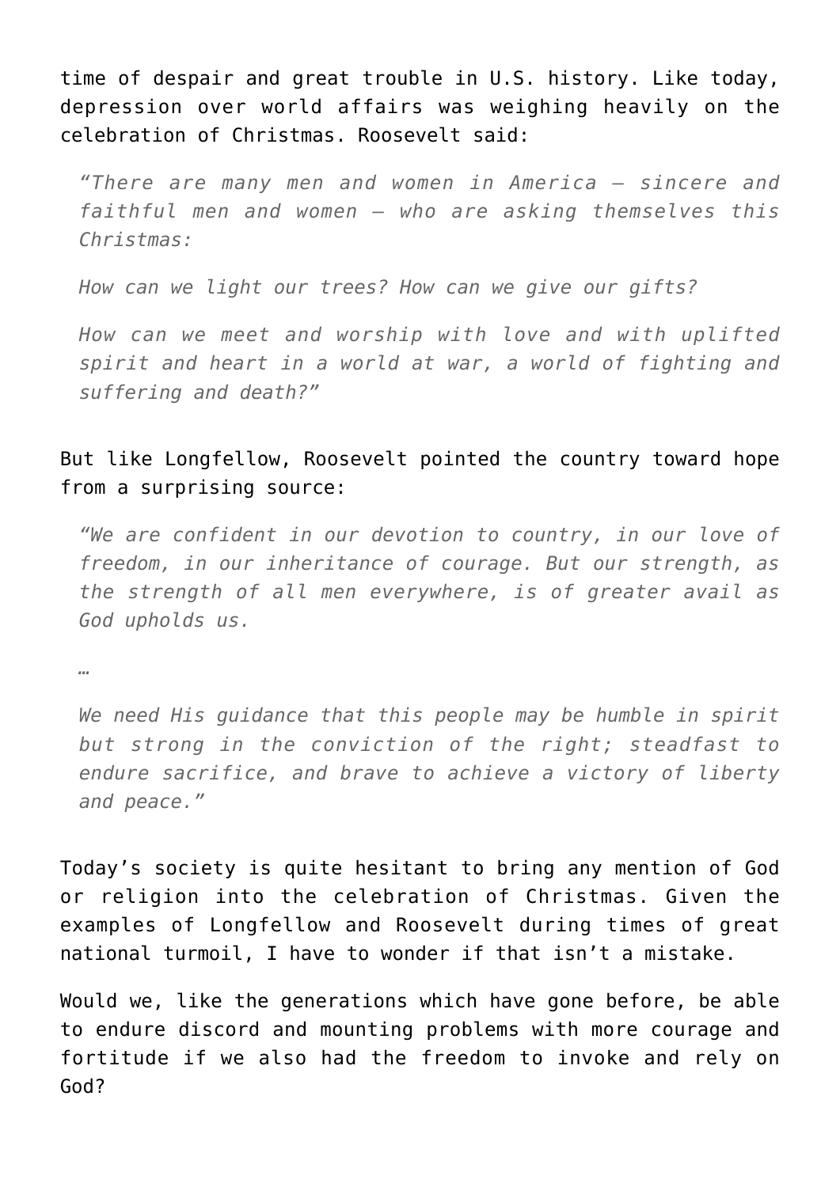time of despair and great trouble in U.S. history. Like today, depression over world affairs was weighing heavily on the celebration of Christmas. Roosevelt said:

> *"There are many men and women in America – sincere and faithful men and women – who are asking themselves this Christmas:*
>
> *How can we light our trees? How can we give our gifts?*
>
> *How can we meet and worship with love and with uplifted spirit and heart in a world at war, a world of fighting and suffering and death?"*

But like Longfellow, Roosevelt pointed the country toward hope from a surprising source:

> *"We are confident in our devotion to country, in our love of freedom, in our inheritance of courage. But our strength, as the strength of all men everywhere, is of greater avail as God upholds us.*
>
> *…*
>
> *We need His guidance that this people may be humble in spirit but strong in the conviction of the right; steadfast to endure sacrifice, and brave to achieve a victory of liberty and peace."*

Today's society is quite hesitant to bring any mention of God or religion into the celebration of Christmas. Given the examples of Longfellow and Roosevelt during times of great national turmoil, I have to wonder if that isn't a mistake.

Would we, like the generations which have gone before, be able to endure discord and mounting problems with more courage and fortitude if we also had the freedom to invoke and rely on God?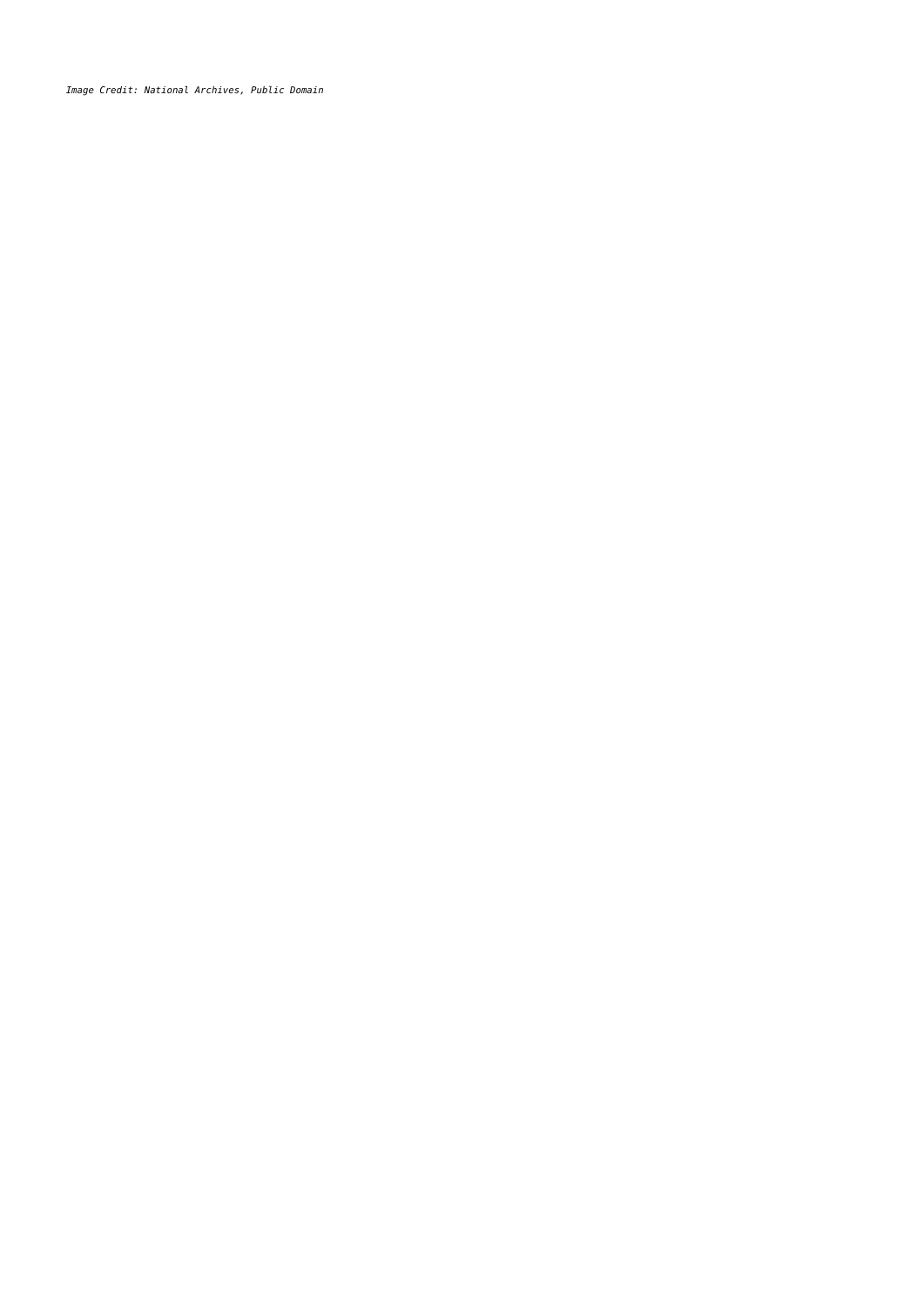*Image Credit: National Archives, Public Domain*